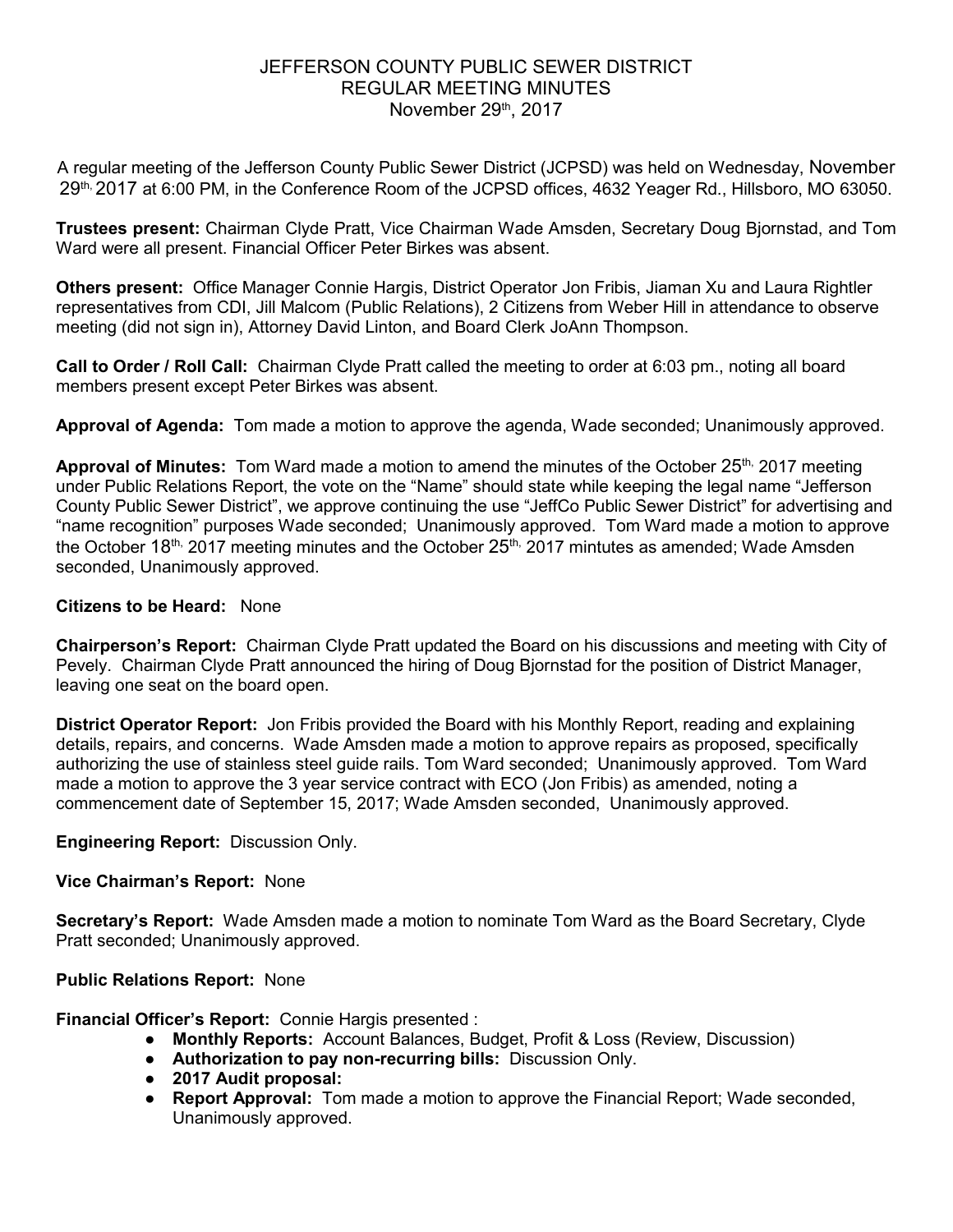# JEFFERSON COUNTY PUBLIC SEWER DISTRICT
## REGULAR MEETING MINUTES
### November 29th, 2017

A regular meeting of the Jefferson County Public Sewer District (JCPSD) was held on Wednesday, November 29th, 2017 at 6:00 PM, in the Conference Room of the JCPSD offices, 4632 Yeager Rd., Hillsboro, MO 63050.

**Trustees present:** Chairman Clyde Pratt, Vice Chairman Wade Amsden, Secretary Doug Bjornstad, and Tom Ward were all present. Financial Officer Peter Birkes was absent.

**Others present:** Office Manager Connie Hargis, District Operator Jon Fribis, Jiaman Xu and Laura Rightler representatives from CDI, Jill Malcom (Public Relations), 2 Citizens from Weber Hill in attendance to observe meeting (did not sign in), Attorney David Linton, and Board Clerk JoAnn Thompson.

**Call to Order / Roll Call:** Chairman Clyde Pratt called the meeting to order at 6:03 pm., noting all board members present except Peter Birkes was absent.

**Approval of Agenda:** Tom made a motion to approve the agenda, Wade seconded; Unanimously approved.

**Approval of Minutes:** Tom Ward made a motion to amend the minutes of the October 25th, 2017 meeting under Public Relations Report, the vote on the "Name" should state while keeping the legal name "Jefferson County Public Sewer District", we approve continuing the use "JeffCo Public Sewer District" for advertising and "name recognition" purposes Wade seconded; Unanimously approved. Tom Ward made a motion to approve the October 18th, 2017 meeting minutes and the October 25th, 2017 mintutes as amended; Wade Amsden seconded, Unanimously approved.

**Citizens to be Heard:** None

**Chairperson's Report:** Chairman Clyde Pratt updated the Board on his discussions and meeting with City of Pevely. Chairman Clyde Pratt announced the hiring of Doug Bjornstad for the position of District Manager, leaving one seat on the board open.

**District Operator Report:** Jon Fribis provided the Board with his Monthly Report, reading and explaining details, repairs, and concerns. Wade Amsden made a motion to approve repairs as proposed, specifically authorizing the use of stainless steel guide rails. Tom Ward seconded; Unanimously approved. Tom Ward made a motion to approve the 3 year service contract with ECO (Jon Fribis) as amended, noting a commencement date of September 15, 2017; Wade Amsden seconded, Unanimously approved.

**Engineering Report:** Discussion Only.

**Vice Chairman's Report:** None

**Secretary's Report:** Wade Amsden made a motion to nominate Tom Ward as the Board Secretary, Clyde Pratt seconded; Unanimously approved.

**Public Relations Report:** None

**Financial Officer's Report:** Connie Hargis presented :

- **Monthly Reports:** Account Balances, Budget, Profit & Loss (Review, Discussion)
- **Authorization to pay non-recurring bills:** Discussion Only.
- **2017 Audit proposal:**
- **Report Approval:** Tom made a motion to approve the Financial Report; Wade seconded, Unanimously approved.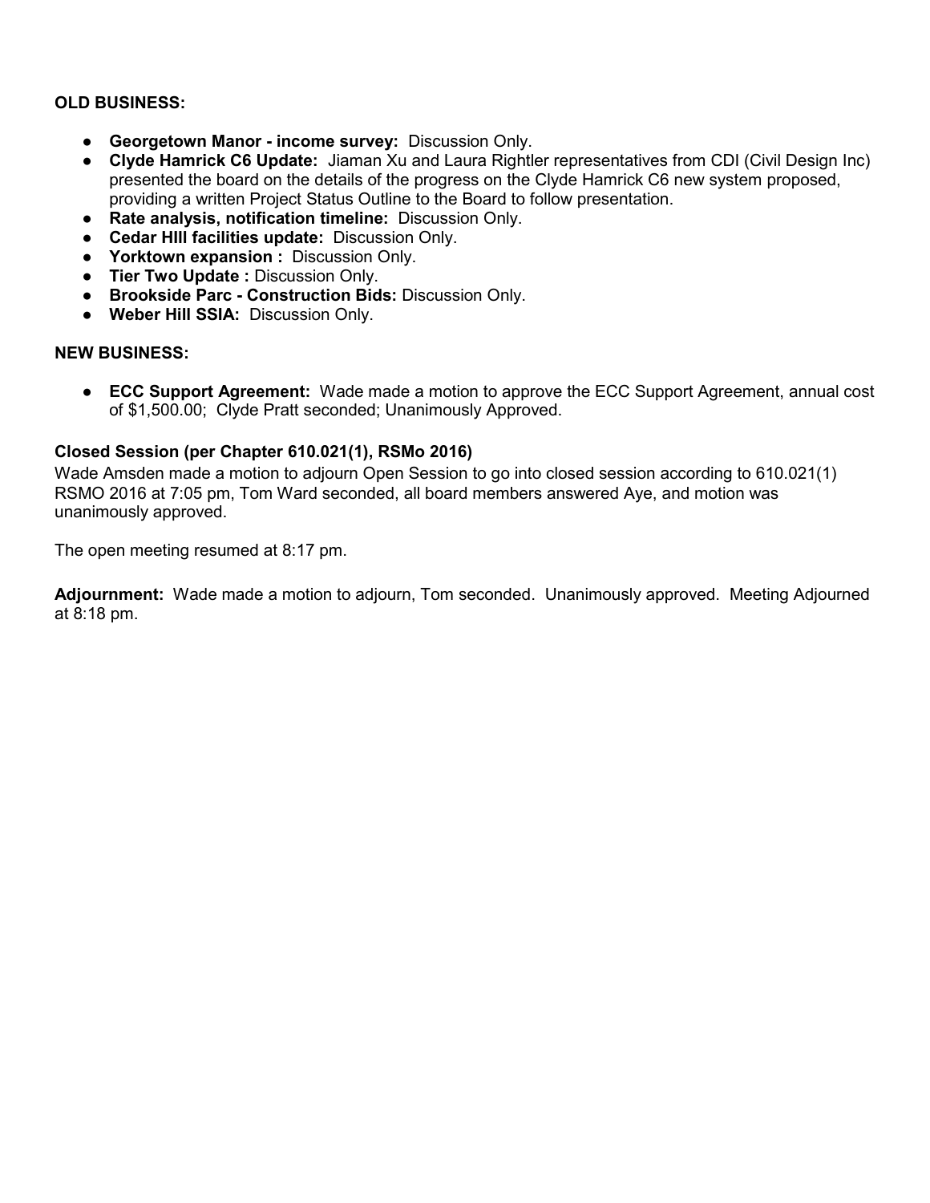**OLD BUSINESS:**

- **Georgetown Manor - income survey:** Discussion Only.
- **Clyde Hamrick C6 Update:** Jiaman Xu and Laura Rightler representatives from CDI (Civil Design Inc) presented the board on the details of the progress on the Clyde Hamrick C6 new system proposed, providing a written Project Status Outline to the Board to follow presentation.
- **Rate analysis, notification timeline:** Discussion Only.
- **Cedar HIll facilities update:** Discussion Only.
- **Yorktown expansion :** Discussion Only.
- **Tier Two Update :** Discussion Only.
- **Brookside Parc - Construction Bids:** Discussion Only.
- **Weber Hill SSIA:** Discussion Only.

**NEW BUSINESS:**

- **ECC Support Agreement:** Wade made a motion to approve the ECC Support Agreement, annual cost of $1,500.00; Clyde Pratt seconded; Unanimously Approved.

**Closed Session (per Chapter 610.021(1), RSMo 2016)**

Wade Amsden made a motion to adjourn Open Session to go into closed session according to 610.021(1) RSMO 2016 at 7:05 pm, Tom Ward seconded, all board members answered Aye, and motion was unanimously approved.

The open meeting resumed at 8:17 pm.

**Adjournment:** Wade made a motion to adjourn, Tom seconded. Unanimously approved. Meeting Adjourned at 8:18 pm.